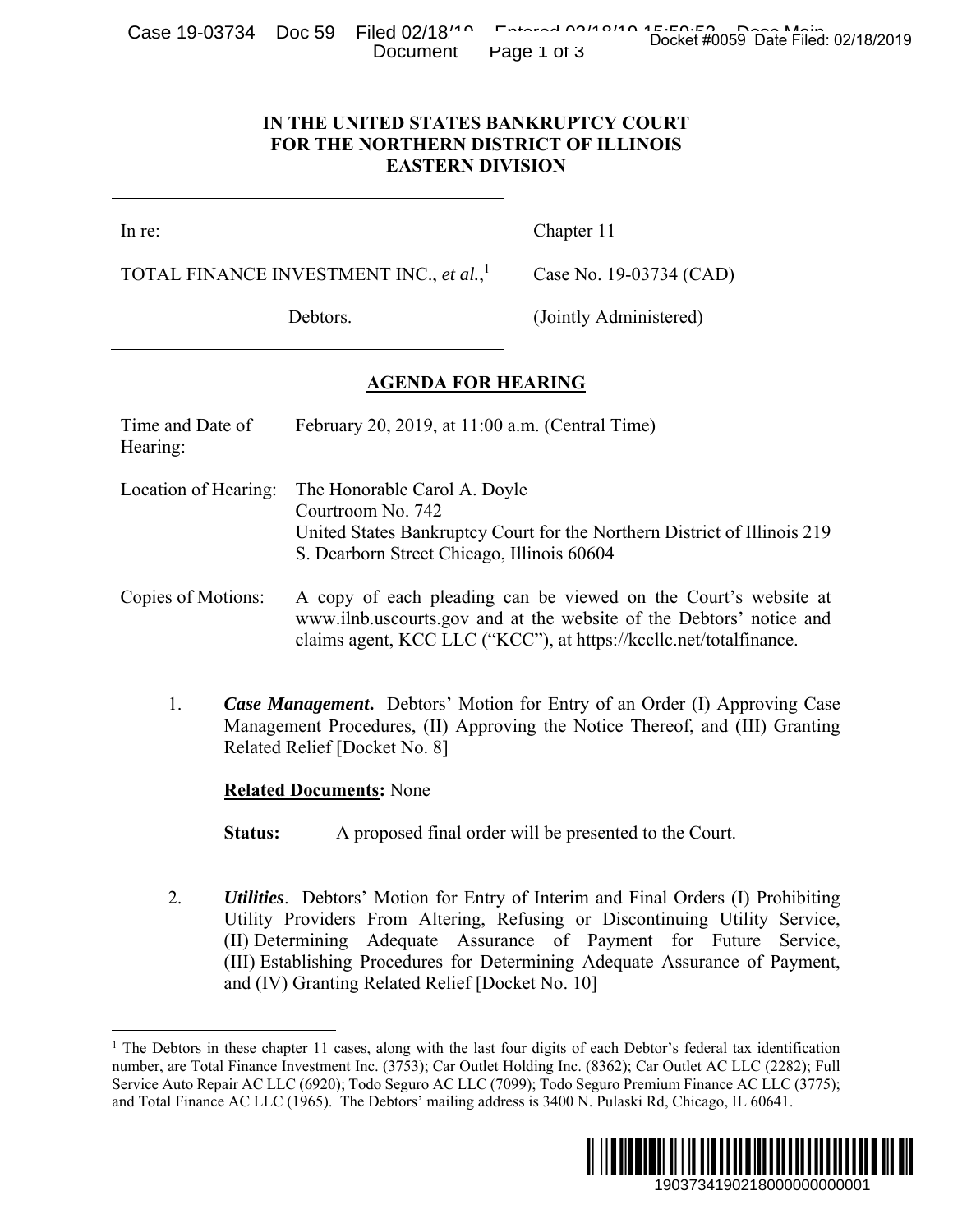# IN THE UNITED STATES BANKRUPTCY COURT FOR THE NORTHERN DISTRICT OF ILLINOIS EASTERN DIVISION

| | |
|---|---|
| In re: | Chapter 11 |
| TOTAL FINANCE INVESTMENT INC., *et al.*,[1] | Case No. 19-03734 (CAD) |
| Debtors. | (Jointly Administered) |

## AGENDA FOR HEARING

| | |
|---|---|
| Time and Date of Hearing: | February 20, 2019, at 11:00 a.m. (Central Time) |
| Location of Hearing: | The Honorable Carol A. Doyle<br>Courtroom No. 742<br>United States Bankruptcy Court for the Northern District of Illinois 219 S. Dearborn Street Chicago, Illinois 60604 |
| Copies of Motions: | A copy of each pleading can be viewed on the Court's website at www.ilnb.uscourts.gov and at the website of the Debtors' notice and claims agent, KCC LLC ("KCC"), at https://kccllc.net/totalfinance. |

1. ***Case Management***. Debtors' Motion for Entry of an Order (I) Approving Case Management Procedures, (II) Approving the Notice Thereof, and (III) Granting Related Relief [Docket No. 8]

   **Related Documents:** None

   **Status:** A proposed final order will be presented to the Court.

2. ***Utilities***. Debtors' Motion for Entry of Interim and Final Orders (I) Prohibiting Utility Providers From Altering, Refusing or Discontinuing Utility Service, (II) Determining Adequate Assurance of Payment for Future Service, (III) Establishing Procedures for Determining Adequate Assurance of Payment, and (IV) Granting Related Relief [Docket No. 10]

---

[1] The Debtors in these chapter 11 cases, along with the last four digits of each Debtor's federal tax identification number, are Total Finance Investment Inc. (3753); Car Outlet Holding Inc. (8362); Car Outlet AC LLC (2282); Full Service Auto Repair AC LLC (6920); Todo Seguro AC LLC (7099); Todo Seguro Premium Finance AC LLC (3775); and Total Finance AC LLC (1965). The Debtors' mailing address is 3400 N. Pulaski Rd, Chicago, IL 60641.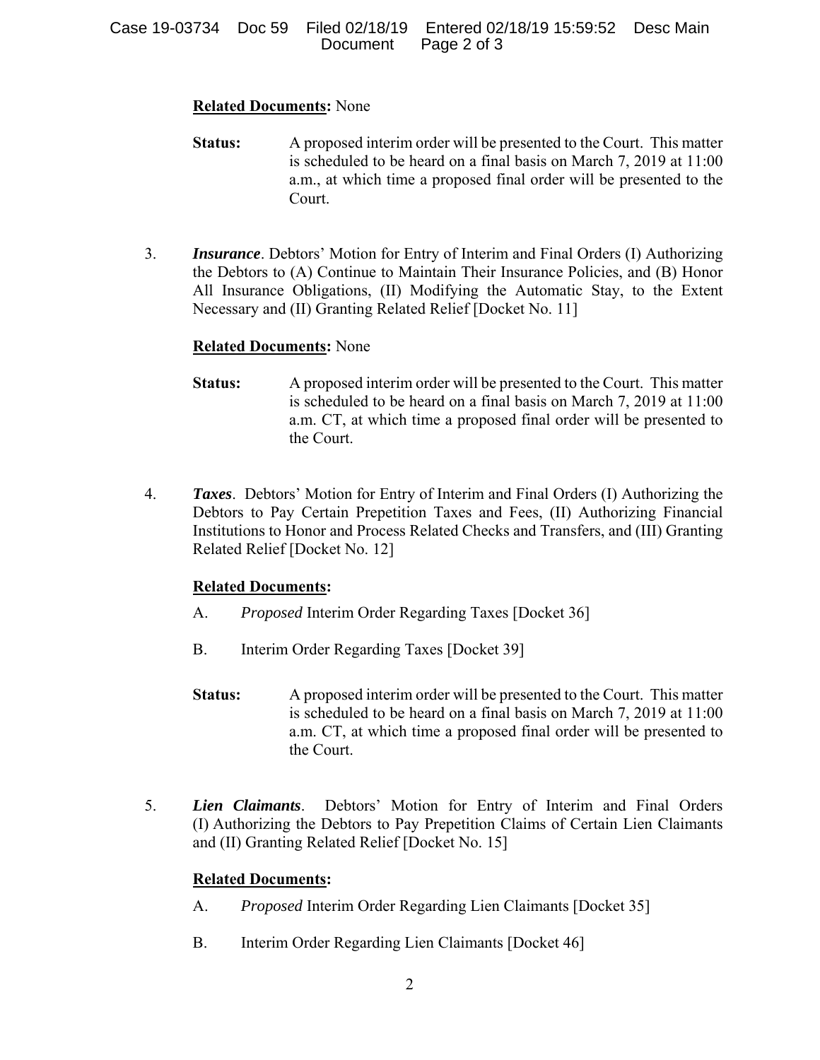**Related Documents:** None

**Status:** A proposed interim order will be presented to the Court. This matter is scheduled to be heard on a final basis on March 7, 2019 at 11:00 a.m., at which time a proposed final order will be presented to the Court.

3. ***Insurance***. Debtors' Motion for Entry of Interim and Final Orders (I) Authorizing the Debtors to (A) Continue to Maintain Their Insurance Policies, and (B) Honor All Insurance Obligations, (II) Modifying the Automatic Stay, to the Extent Necessary and (II) Granting Related Relief [Docket No. 11]

   **Related Documents:** None

   **Status:** A proposed interim order will be presented to the Court. This matter is scheduled to be heard on a final basis on March 7, 2019 at 11:00 a.m. CT, at which time a proposed final order will be presented to the Court.

4. ***Taxes***. Debtors' Motion for Entry of Interim and Final Orders (I) Authorizing the Debtors to Pay Certain Prepetition Taxes and Fees, (II) Authorizing Financial Institutions to Honor and Process Related Checks and Transfers, and (III) Granting Related Relief [Docket No. 12]

   **Related Documents:**

   A. *Proposed* Interim Order Regarding Taxes [Docket 36]

   B. Interim Order Regarding Taxes [Docket 39]

   **Status:** A proposed interim order will be presented to the Court. This matter is scheduled to be heard on a final basis on March 7, 2019 at 11:00 a.m. CT, at which time a proposed final order will be presented to the Court.

5. ***Lien Claimants***. Debtors' Motion for Entry of Interim and Final Orders (I) Authorizing the Debtors to Pay Prepetition Claims of Certain Lien Claimants and (II) Granting Related Relief [Docket No. 15]

   **Related Documents:**

   A. *Proposed* Interim Order Regarding Lien Claimants [Docket 35]

   B. Interim Order Regarding Lien Claimants [Docket 46]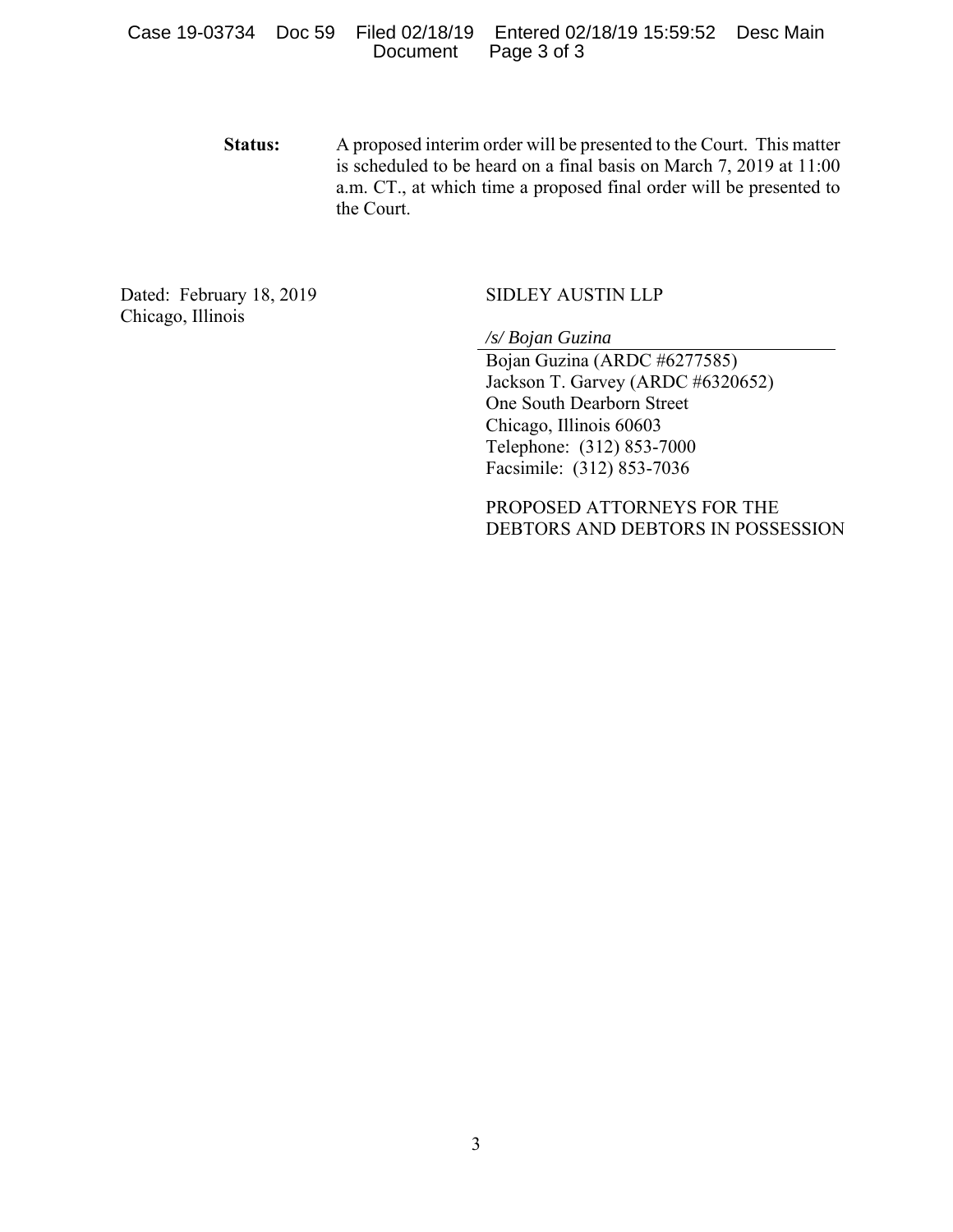**Status:** A proposed interim order will be presented to the Court. This matter is scheduled to be heard on a final basis on March 7, 2019 at 11:00 a.m. CT., at which time a proposed final order will be presented to the Court.

Dated: February 18, 2019
Chicago, Illinois

SIDLEY AUSTIN LLP

*/s/ Bojan Guzina*
Bojan Guzina (ARDC #6277585)
Jackson T. Garvey (ARDC #6320652)
One South Dearborn Street
Chicago, Illinois 60603
Telephone: (312) 853-7000
Facsimile: (312) 853-7036

PROPOSED ATTORNEYS FOR THE DEBTORS AND DEBTORS IN POSSESSION